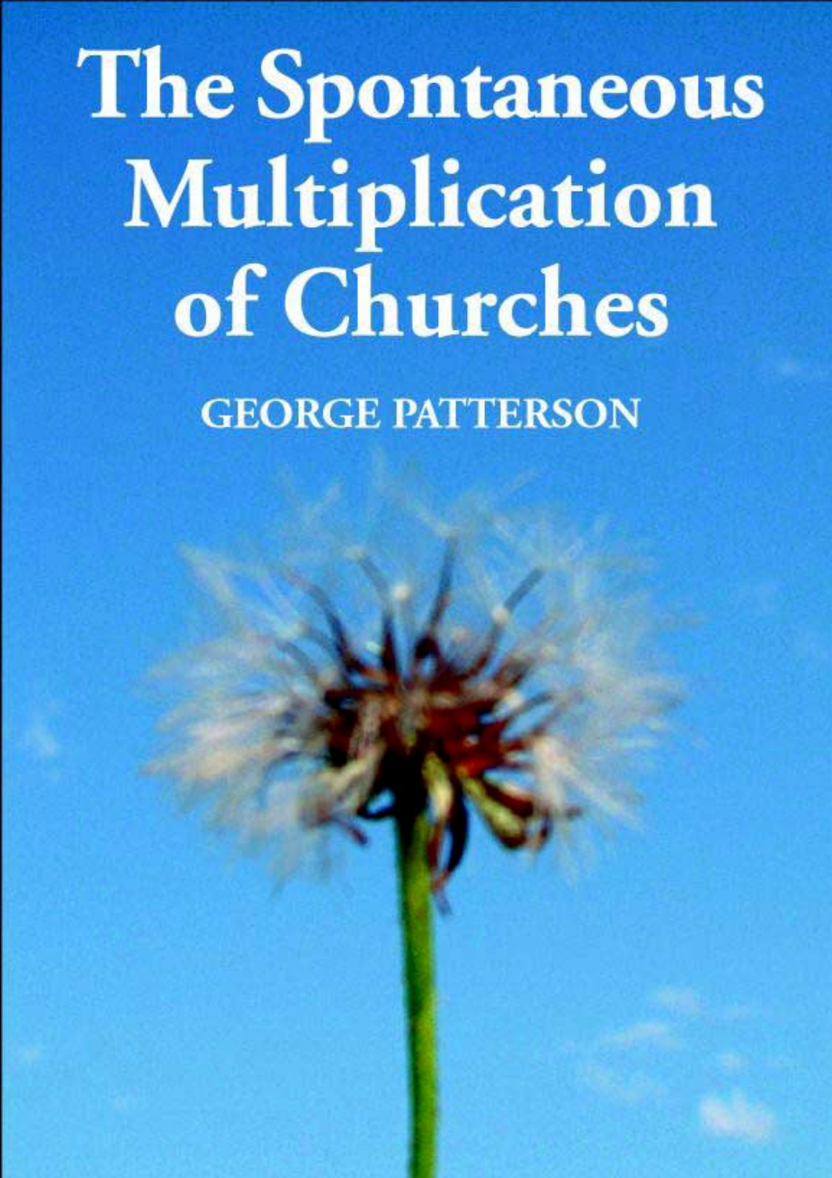# The Spontaneous Multiplication of Churches

GEORGE PATTERSON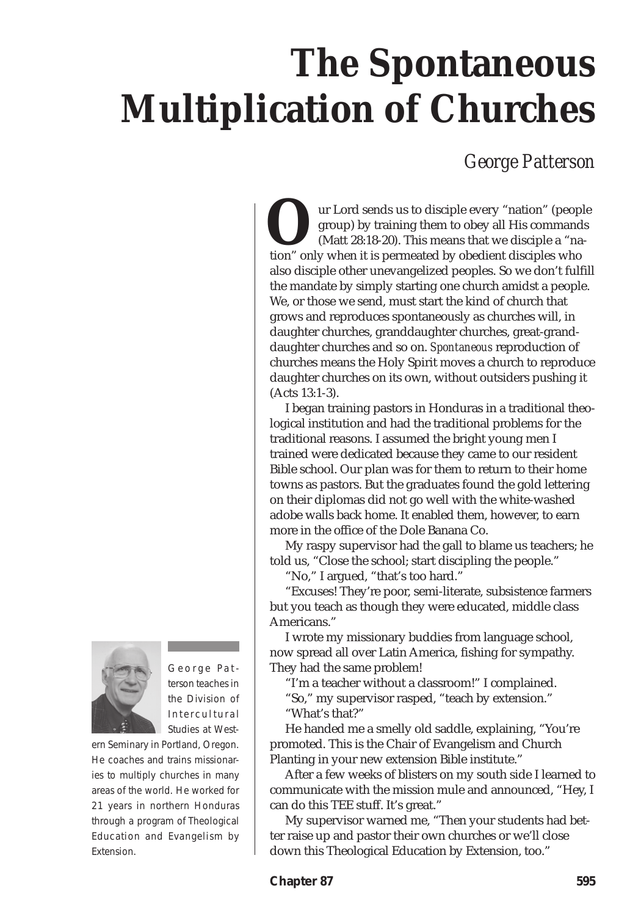# The Spontaneous Multiplication of Churches

*George Patterson*

Our Lord sends us to disciple every "nation" (people group) by training them to obey all His commands (Matt 28:18-20). This means that we disciple a "nation" only when it is permeated by obedient disciples who also disciple other unevangelized peoples. So we don't fulfill the mandate by simply starting one church amidst a people. We, or those we send, must start the kind of church that grows and reproduces spontaneously as churches will, in daughter churches, granddaughter churches, great-granddaughter churches and so on. *Spontaneous* reproduction of churches means the Holy Spirit moves a church to reproduce daughter churches on its own, without outsiders pushing it (Acts 13:1-3).

I began training pastors in Honduras in a traditional theological institution and had the traditional problems for the traditional reasons. I assumed the bright young men I trained were dedicated because they came to our resident Bible school. Our plan was for them to return to their home towns as pastors. But the graduates found the gold lettering on their diplomas did not go well with the white-washed adobe walls back home. It enabled them, however, to earn more in the office of the Dole Banana Co.

My raspy supervisor had the gall to blame us teachers; he told us, "Close the school; start discipling the people."

"No," I argued, "that's too hard."

"Excuses! They're poor, semi-literate, subsistence farmers but you teach as though they were educated, middle class Americans."

I wrote my missionary buddies from language school, now spread all over Latin America, fishing for sympathy. They had the same problem!

"I'm a teacher without a classroom!" I complained.

"So," my supervisor rasped, "teach by extension."

"What's that?"

He handed me a smelly old saddle, explaining, "You're promoted. This is the Chair of Evangelism and Church Planting in your new extension Bible institute."

After a few weeks of blisters on my south side I learned to communicate with the mission mule and announced, "Hey, I can do this TEE stuff. It's great."

My supervisor warned me, "Then your students had better raise up and pastor their own churches or we'll close down this Theological Education by Extension, too."

George Patterson teaches in the Division of Intercultural Studies at Western Seminary in Portland, Oregon. He coaches and trains missionaries to multiply churches in many areas of the world. He worked for 21 years in northern Honduras through a program of Theological Education and Evangelism by Extension.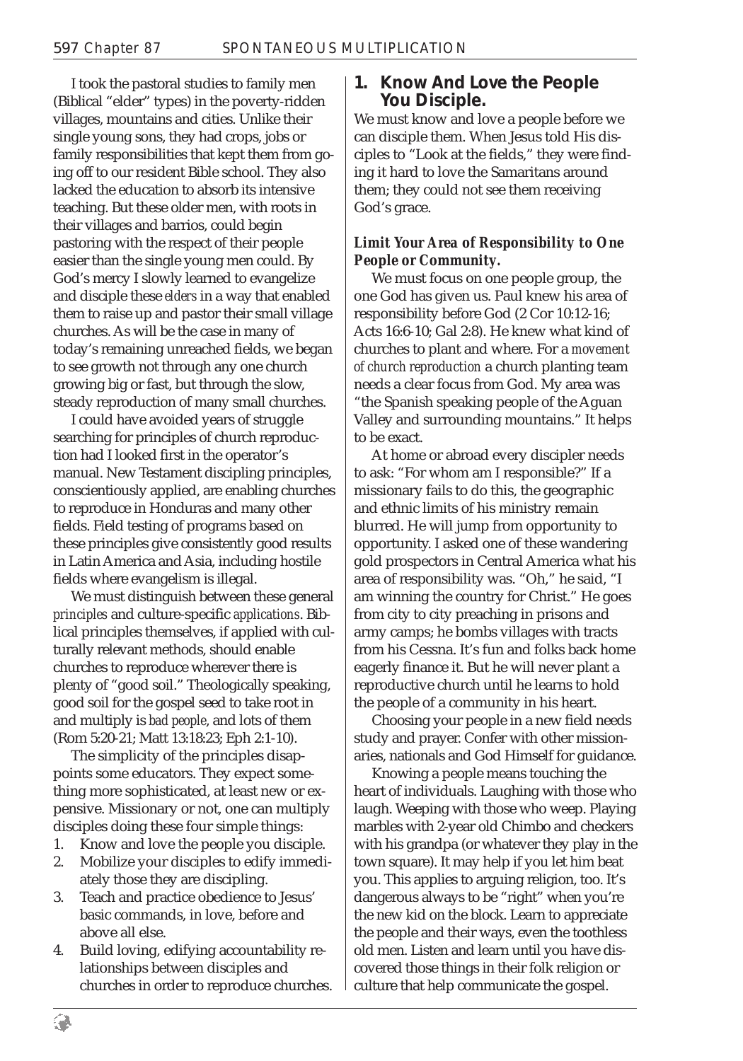I took the pastoral studies to family men (Biblical "elder" types) in the poverty-ridden villages, mountains and cities. Unlike their single young sons, they had crops, jobs or family responsibilities that kept them from going off to our resident Bible school. They also lacked the education to absorb its intensive teaching. But these older men, with roots in their villages and barrios, could begin pastoring with the respect of their people easier than the single young men could. By God's mercy I slowly learned to evangelize and disciple these *elders* in a way that enabled them to raise up and pastor their small village churches. As will be the case in many of today's remaining unreached fields, we began to see growth not through any one church growing big or fast, but through the slow, steady reproduction of many small churches.

I could have avoided years of struggle searching for principles of church reproduction had I looked first in the operator's manual. New Testament discipling principles, conscientiously applied, are enabling churches to reproduce in Honduras and many other fields. Field testing of programs based on these principles give consistently good results in Latin America and Asia, including hostile fields where evangelism is illegal.

We must distinguish between these general *principles* and culture-specific *applications*. Biblical principles themselves, if applied with culturally relevant methods, should enable churches to reproduce wherever there is plenty of "good soil." Theologically speaking, good soil for the gospel seed to take root in and multiply is *bad people*, and lots of them (Rom 5:20-21; Matt 13:18:23; Eph 2:1-10).

The simplicity of the principles disappoints some educators. They expect something more sophisticated, at least new or expensive. Missionary or not, one can multiply disciples doing these four simple things:

1. Know and love the people you disciple.
2. Mobilize your disciples to edify immediately those they are discipling.
3. Teach and practice obedience to Jesus' basic commands, in love, before and above all else.
4. Build loving, edifying accountability relationships between disciples and churches in order to reproduce churches.

## 1. Know And Love the People You Disciple.

We must know and love a people before we can disciple them. When Jesus told His disciples to "Look at the fields," they were finding it hard to love the Samaritans around them; they could not see them receiving God's grace.

### *Limit Your Area of Responsibility to One People or Community.*

We must focus on one people group, the one God has given us. Paul knew his area of responsibility before God (2 Cor 10:12-16; Acts 16:6-10; Gal 2:8). He knew what kind of churches to plant and where. For a *movement of church reproduction* a church planting team needs a clear focus from God. My area was "the Spanish speaking people of the Aguan Valley and surrounding mountains." It helps to be exact.

At home or abroad every discipler needs to ask: "For whom am I responsible?" If a missionary fails to do this, the geographic and ethnic limits of his ministry remain blurred. He will jump from opportunity to opportunity. I asked one of these wandering gold prospectors in Central America what his area of responsibility was. "Oh," he said, "I am winning the country for Christ." He goes from city to city preaching in prisons and army camps; he bombs villages with tracts from his Cessna. It's fun and folks back home eagerly finance it. But he will never plant a reproductive church until he learns to hold the people of a community in his heart.

Choosing your people in a new field needs study and prayer. Confer with other missionaries, nationals and God Himself for guidance.

Knowing a people means touching the heart of individuals. Laughing with those who laugh. Weeping with those who weep. Playing marbles with 2-year old Chimbo and checkers with his grandpa (or whatever they play in the town square). It may help if you let him beat you. This applies to arguing religion, too. It's dangerous always to be "right" when you're the new kid on the block. Learn to appreciate the people and their ways, even the toothless old men. Listen and learn until you have discovered those things in their folk religion or culture that help communicate the gospel.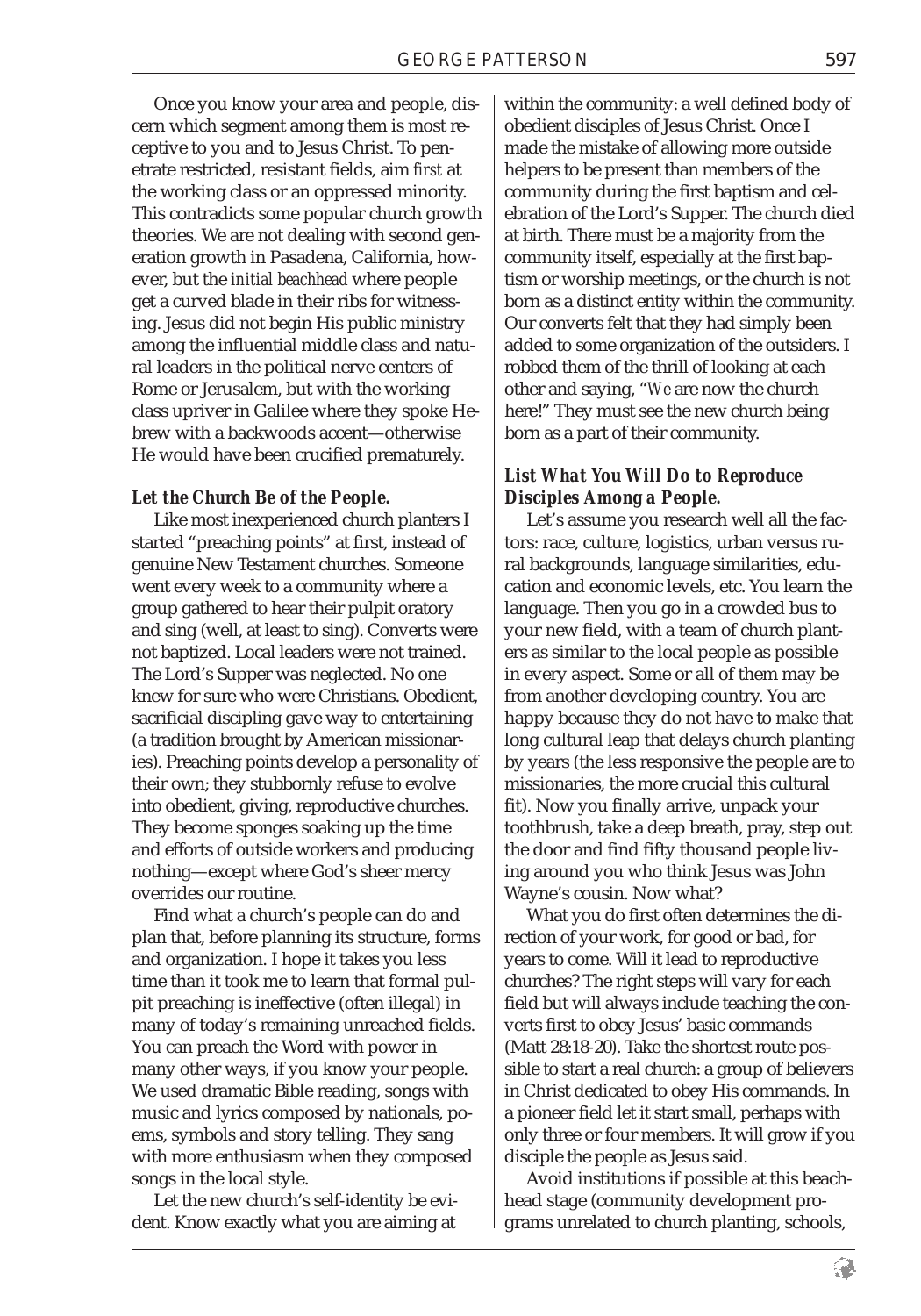Once you know your area and people, discern which segment among them is most receptive to you and to Jesus Christ. To penetrate restricted, resistant fields, aim *first* at the working class or an oppressed minority. This contradicts some popular church growth theories. We are not dealing with second generation growth in Pasadena, California, however, but the *initial beachhead* where people get a curved blade in their ribs for witnessing. Jesus did not begin His public ministry among the influential middle class and natural leaders in the political nerve centers of Rome or Jerusalem, but with the working class upriver in Galilee where they spoke Hebrew with a backwoods accent—otherwise He would have been crucified prematurely.

### *Let the Church Be of the People.*

Like most inexperienced church planters I started "preaching points" at first, instead of genuine New Testament churches. Someone went every week to a community where a group gathered to hear their pulpit oratory and sing (well, at least to sing). Converts were not baptized. Local leaders were not trained. The Lord's Supper was neglected. No one knew for sure who were Christians. Obedient, sacrificial discipling gave way to entertaining (a tradition brought by American missionaries). Preaching points develop a personality of their own; they stubbornly refuse to evolve into obedient, giving, reproductive churches. They become sponges soaking up the time and efforts of outside workers and producing nothing—except where God's sheer mercy overrides our routine.

Find what a church's people can do and plan that, before planning its structure, forms and organization. I hope it takes you less time than it took me to learn that formal pulpit preaching is ineffective (often illegal) in many of today's remaining unreached fields. You can preach the Word with power in many other ways, if you know your people. We used dramatic Bible reading, songs with music and lyrics composed by nationals, poems, symbols and story telling. They sang with more enthusiasm when they composed songs in the local style.

Let the new church's self-identity be evident. Know exactly what you are aiming at within the community: a well defined body of obedient disciples of Jesus Christ. Once I made the mistake of allowing more outside helpers to be present than members of the community during the first baptism and celebration of the Lord's Supper. The church died at birth. There must be a majority from the community itself, especially at the first baptism or worship meetings, or the church is not born as a distinct entity within the community. Our converts felt that they had simply been added to some organization of the outsiders. I robbed them of the thrill of looking at each other and saying, "*We* are now the church here!" They must see the new church being born as a part of their community.

### *List What You Will Do to Reproduce Disciples Among a People.*

Let's assume you research well all the factors: race, culture, logistics, urban versus rural backgrounds, language similarities, education and economic levels, etc. You learn the language. Then you go in a crowded bus to your new field, with a team of church planters as similar to the local people as possible in every aspect. Some or all of them may be from another developing country. You are happy because they do not have to make that long cultural leap that delays church planting by years (the less responsive the people are to missionaries, the more crucial this cultural fit). Now you finally arrive, unpack your toothbrush, take a deep breath, pray, step out the door and find fifty thousand people living around you who think Jesus was John Wayne's cousin. Now what?

What you do first often determines the direction of your work, for good or bad, for years to come. Will it lead to reproductive churches? The right steps will vary for each field but will always include teaching the converts first to obey Jesus' basic commands (Matt 28:18-20). Take the shortest route possible to start a real church: a group of believers in Christ dedicated to obey His commands. In a pioneer field let it start small, perhaps with only three or four members. It will grow if you disciple the people as Jesus said.

Avoid institutions if possible at this beachhead stage (community development programs unrelated to church planting, schools,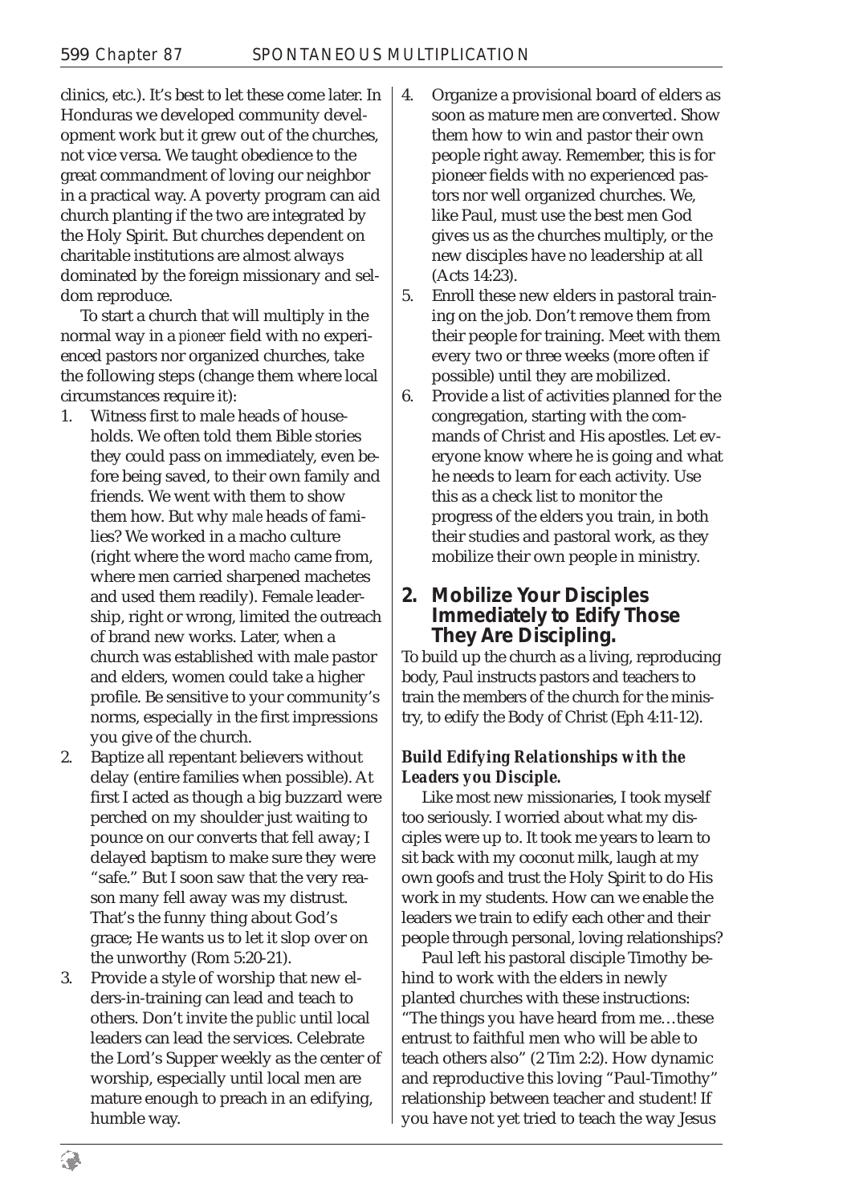clinics, etc.). It's best to let these come later. In Honduras we developed community development work but it grew out of the churches, not vice versa. We taught obedience to the great commandment of loving our neighbor in a practical way. A poverty program can aid church planting if the two are integrated by the Holy Spirit. But churches dependent on charitable institutions are almost always dominated by the foreign missionary and seldom reproduce.

To start a church that will multiply in the normal way in a *pioneer* field with no experienced pastors nor organized churches, take the following steps (change them where local circumstances require it):

1. Witness first to male heads of households. We often told them Bible stories they could pass on immediately, even before being saved, to their own family and friends. We went with them to show them how. But why *male* heads of families? We worked in a macho culture (right where the word *macho* came from, where men carried sharpened machetes and used them readily). Female leadership, right or wrong, limited the outreach of brand new works. Later, when a church was established with male pastor and elders, women could take a higher profile. Be sensitive to your community's norms, especially in the first impressions you give of the church.
2. Baptize all repentant believers without delay (entire families when possible). At first I acted as though a big buzzard were perched on my shoulder just waiting to pounce on our converts that fell away; I delayed baptism to make sure they were "safe." But I soon saw that the very reason many fell away was my distrust. That's the funny thing about God's grace; He wants us to let it slop over on the unworthy (Rom 5:20-21).
3. Provide a style of worship that new elders-in-training can lead and teach to others. Don't invite the *public* until local leaders can lead the services. Celebrate the Lord's Supper weekly as the center of worship, especially until local men are mature enough to preach in an edifying, humble way.
4. Organize a provisional board of elders as soon as mature men are converted. Show them how to win and pastor their own people right away. Remember, this is for pioneer fields with no experienced pastors nor well organized churches. We, like Paul, must use the best men God gives us as the churches multiply, or the new disciples have no leadership at all (Acts 14:23).
5. Enroll these new elders in pastoral training on the job. Don't remove them from their people for training. Meet with them every two or three weeks (more often if possible) until they are mobilized.
6. Provide a list of activities planned for the congregation, starting with the commands of Christ and His apostles. Let everyone know where he is going and what he needs to learn for each activity. Use this as a check list to monitor the progress of the elders you train, in both their studies and pastoral work, as they mobilize their own people in ministry.

## 2. Mobilize Your Disciples Immediately to Edify Those They Are Discipling.

To build up the church as a living, reproducing body, Paul instructs pastors and teachers to train the members of the church for the ministry, to edify the Body of Christ (Eph 4:11-12).

### *Build Edifying Relationships with the Leaders you Disciple.*

Like most new missionaries, I took myself too seriously. I worried about what my disciples were up to. It took me years to learn to sit back with my coconut milk, laugh at my own goofs and trust the Holy Spirit to do His work in my students. How can we enable the leaders we train to edify each other and their people through personal, loving relationships?

Paul left his pastoral disciple Timothy behind to work with the elders in newly planted churches with these instructions: "The things you have heard from me…these entrust to faithful men who will be able to teach others also" (2 Tim 2:2). How dynamic and reproductive this loving "Paul-Timothy" relationship between teacher and student! If you have not yet tried to teach the way Jesus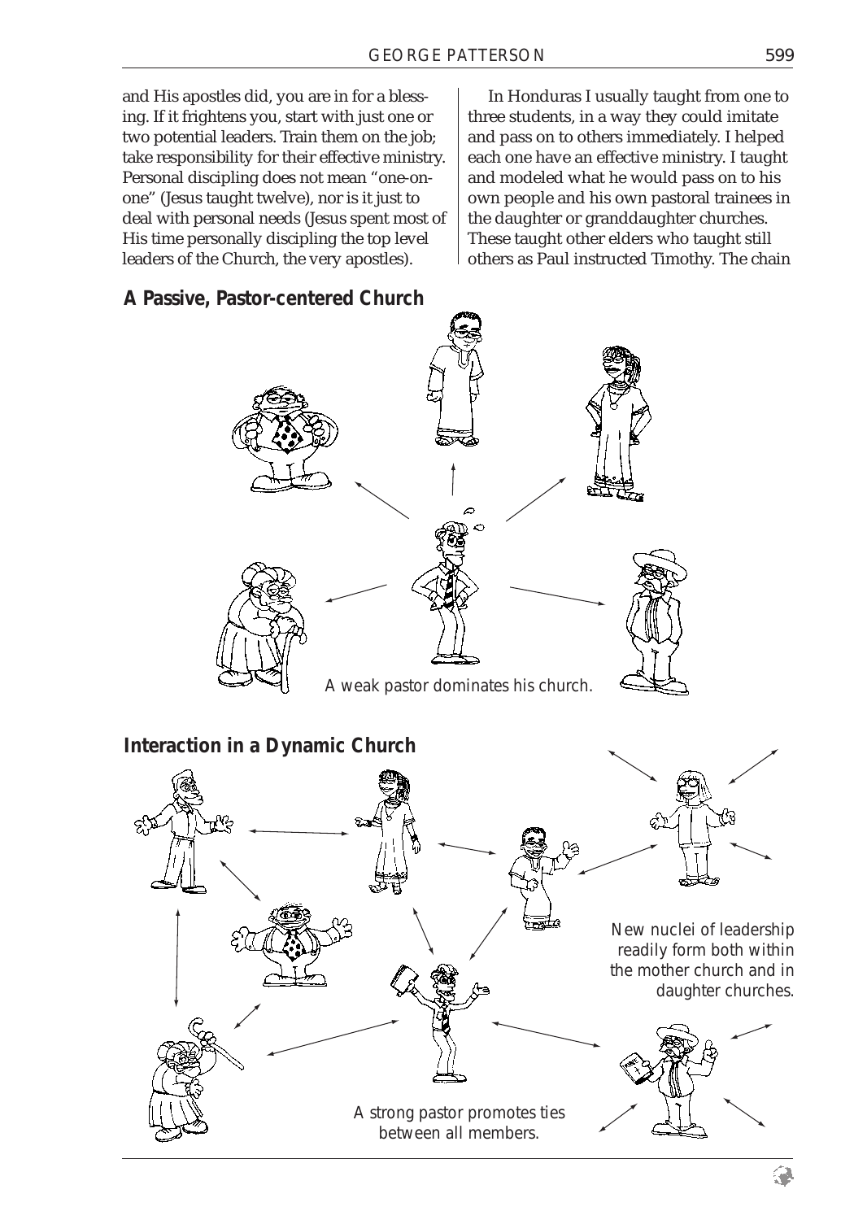and His apostles did, you are in for a blessing. If it frightens you, start with just one or two potential leaders. Train them on the job; take responsibility for their effective ministry. Personal discipling does not mean "one-on-one" (Jesus taught twelve), nor is it just to deal with personal needs (Jesus spent most of His time personally discipling the top level leaders of the Church, the very apostles).

In Honduras I usually taught from one to three students, in a way they could imitate and pass on to others immediately. I helped each one have an effective ministry. I taught and modeled what he would pass on to his own people and his own pastoral trainees in the daughter or granddaughter churches. These taught other elders who taught still others as Paul instructed Timothy. The chain

**A Passive, Pastor-centered Church**

A weak pastor dominates his church.

**Interaction in a Dynamic Church**

New nuclei of leadership readily form both within the mother church and in daughter churches.

A strong pastor promotes ties between all members.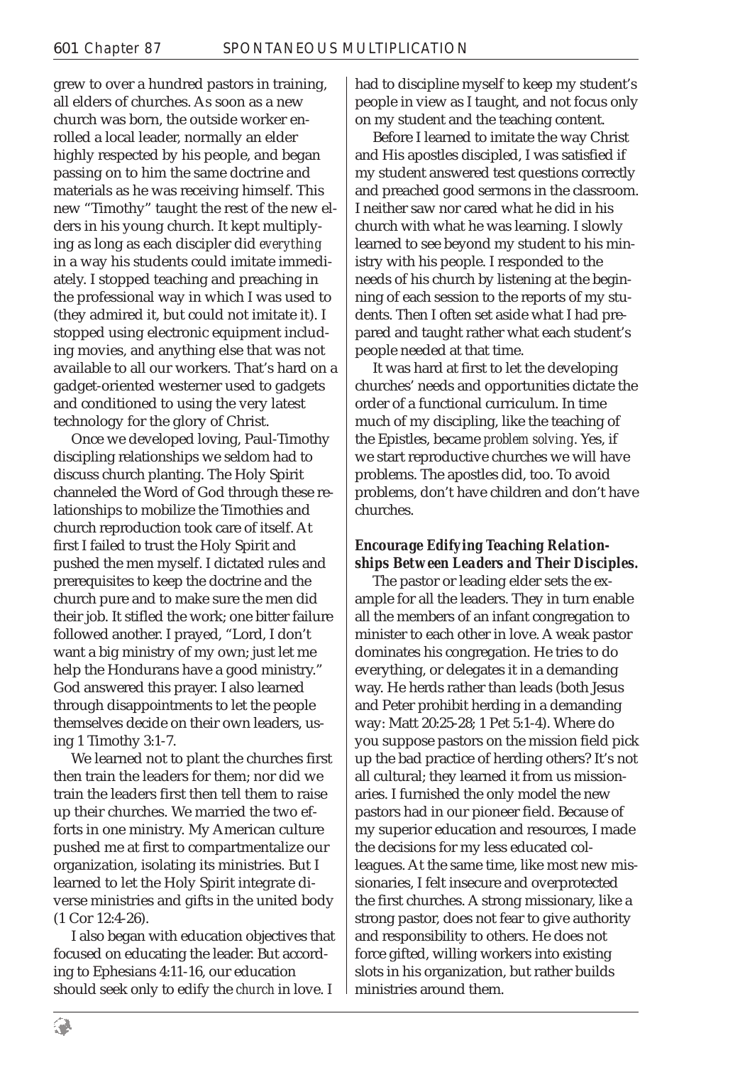grew to over a hundred pastors in training, all elders of churches. As soon as a new church was born, the outside worker enrolled a local leader, normally an elder highly respected by his people, and began passing on to him the same doctrine and materials as he was receiving himself. This new "Timothy" taught the rest of the new elders in his young church. It kept multiplying as long as each discipler did *everything* in a way his students could imitate immediately. I stopped teaching and preaching in the professional way in which I was used to (they admired it, but could not imitate it). I stopped using electronic equipment including movies, and anything else that was not available to all our workers. That's hard on a gadget-oriented westerner used to gadgets and conditioned to using the very latest technology for the glory of Christ.

Once we developed loving, Paul-Timothy discipling relationships we seldom had to discuss church planting. The Holy Spirit channeled the Word of God through these relationships to mobilize the Timothies and church reproduction took care of itself. At first I failed to trust the Holy Spirit and pushed the men myself. I dictated rules and prerequisites to keep the doctrine and the church pure and to make sure the men did their job. It stifled the work; one bitter failure followed another. I prayed, "Lord, I don't want a big ministry of my own; just let me help the Hondurans have a good ministry." God answered this prayer. I also learned through disappointments to let the people themselves decide on their own leaders, using 1 Timothy 3:1-7.

We learned not to plant the churches first then train the leaders for them; nor did we train the leaders first then tell them to raise up their churches. We married the two efforts in one ministry. My American culture pushed me at first to compartmentalize our organization, isolating its ministries. But I learned to let the Holy Spirit integrate diverse ministries and gifts in the united body (1 Cor 12:4-26).

I also began with education objectives that focused on educating the leader. But according to Ephesians 4:11-16, our education should seek only to edify the *church* in love. I had to discipline myself to keep my student's people in view as I taught, and not focus only on my student and the teaching content.

Before I learned to imitate the way Christ and His apostles discipled, I was satisfied if my student answered test questions correctly and preached good sermons in the classroom. I neither saw nor cared what he did in his church with what he was learning. I slowly learned to see beyond my student to his ministry with his people. I responded to the needs of his church by listening at the beginning of each session to the reports of my students. Then I often set aside what I had prepared and taught rather what each student's people needed at that time.

It was hard at first to let the developing churches' needs and opportunities dictate the order of a functional curriculum. In time much of my discipling, like the teaching of the Epistles, became *problem solving*. Yes, if we start reproductive churches we will have problems. The apostles did, too. To avoid problems, don't have children and don't have churches.

#### *Encourage Edifying Teaching Relationships Between Leaders and Their Disciples.*

The pastor or leading elder sets the example for all the leaders. They in turn enable all the members of an infant congregation to minister to each other in love. A weak pastor dominates his congregation. He tries to do everything, or delegates it in a demanding way. He herds rather than leads (both Jesus and Peter prohibit herding in a demanding way: Matt 20:25-28; 1 Pet 5:1-4). Where do you suppose pastors on the mission field pick up the bad practice of herding others? It's not all cultural; they learned it from us missionaries. I furnished the only model the new pastors had in our pioneer field. Because of my superior education and resources, I made the decisions for my less educated colleagues. At the same time, like most new missionaries, I felt insecure and overprotected the first churches. A strong missionary, like a strong pastor, does not fear to give authority and responsibility to others. He does not force gifted, willing workers into existing slots in his organization, but rather builds ministries around them.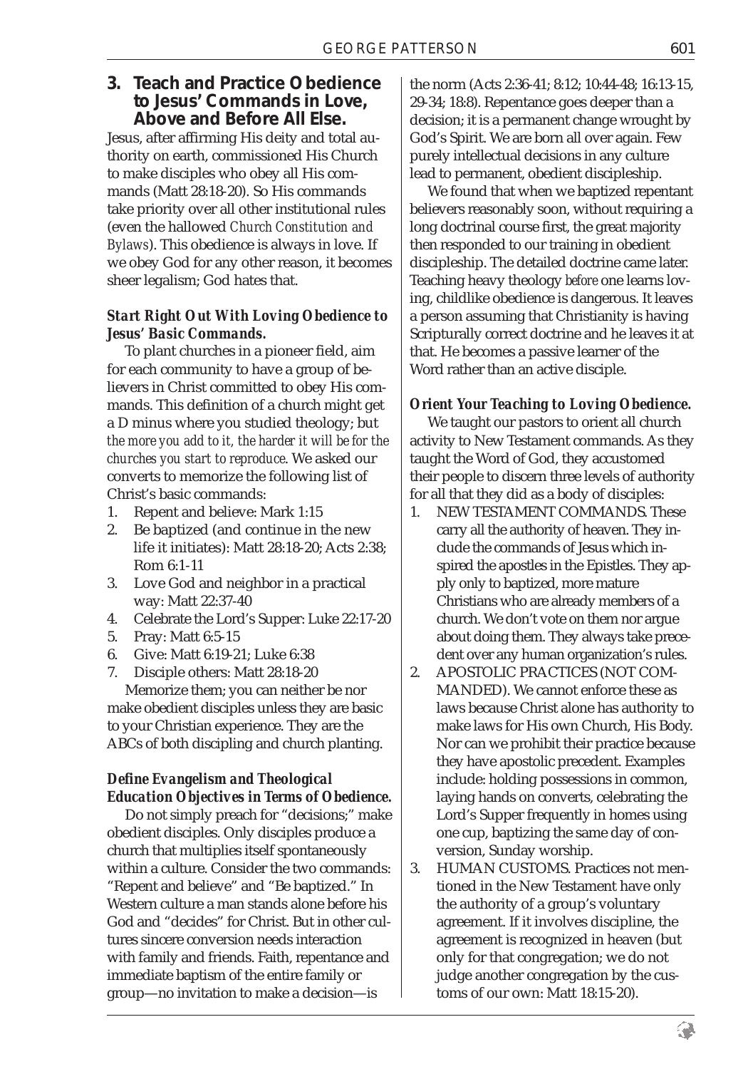## 3. Teach and Practice Obedience to Jesus' Commands in Love, Above and Before All Else.

Jesus, after affirming His deity and total authority on earth, commissioned His Church to make disciples who obey all His commands (Matt 28:18-20). So His commands take priority over all other institutional rules (even the hallowed *Church Constitution and Bylaws*). This obedience is always in love. If we obey God for any other reason, it becomes sheer legalism; God hates that.

### *Start Right Out With Loving Obedience to Jesus' Basic Commands.*

To plant churches in a pioneer field, aim for each community to have a group of believers in Christ committed to obey His commands. This definition of a church might get a D minus where you studied theology; but *the more you add to it, the harder it will be for the churches you start to reproduce*. We asked our converts to memorize the following list of Christ's basic commands:

1. Repent and believe: Mark 1:15
2. Be baptized (and continue in the new life it initiates): Matt 28:18-20; Acts 2:38; Rom 6:1-11
3. Love God and neighbor in a practical way: Matt 22:37-40
4. Celebrate the Lord's Supper: Luke 22:17-20
5. Pray: Matt 6:5-15
6. Give: Matt 6:19-21; Luke 6:38
7. Disciple others: Matt 28:18-20

Memorize them; you can neither be nor make obedient disciples unless they are basic to your Christian experience. They are the ABCs of both discipling and church planting.

### *Define Evangelism and Theological Education Objectives in Terms of Obedience.*

Do not simply preach for "decisions;" make obedient disciples. Only disciples produce a church that multiplies itself spontaneously within a culture. Consider the two commands: "Repent and believe" and "Be baptized." In Western culture a man stands alone before his God and "decides" for Christ. But in other cultures sincere conversion needs interaction with family and friends. Faith, repentance and immediate baptism of the entire family or group—no invitation to make a decision—is the norm (Acts 2:36-41; 8:12; 10:44-48; 16:13-15, 29-34; 18:8). Repentance goes deeper than a decision; it is a permanent change wrought by God's Spirit. We are born all over again. Few purely intellectual decisions in any culture lead to permanent, obedient discipleship.

We found that when we baptized repentant believers reasonably soon, without requiring a long doctrinal course first, the great majority then responded to our training in obedient discipleship. The detailed doctrine came later. Teaching heavy theology *before* one learns loving, childlike obedience is dangerous. It leaves a person assuming that Christianity is having Scripturally correct doctrine and he leaves it at that. He becomes a passive learner of the Word rather than an active disciple.

### *Orient Your Teaching to Loving Obedience.*

We taught our pastors to orient all church activity to New Testament commands. As they taught the Word of God, they accustomed their people to discern three levels of authority for all that they did as a body of disciples:

1. NEW TESTAMENT COMMANDS. These carry all the authority of heaven. They include the commands of Jesus which inspired the apostles in the Epistles. They apply only to baptized, more mature Christians who are already members of a church. We don't vote on them nor argue about doing them. They always take precedent over any human organization's rules.
2. APOSTOLIC PRACTICES (NOT COMMANDED). We cannot enforce these as laws because Christ alone has authority to make laws for His own Church, His Body. Nor can we prohibit their practice because they have apostolic precedent. Examples include: holding possessions in common, laying hands on converts, celebrating the Lord's Supper frequently in homes using one cup, baptizing the same day of conversion, Sunday worship.
3. HUMAN CUSTOMS. Practices not mentioned in the New Testament have only the authority of a group's voluntary agreement. If it involves discipline, the agreement is recognized in heaven (but only for that congregation; we do not judge another congregation by the customs of our own: Matt 18:15-20).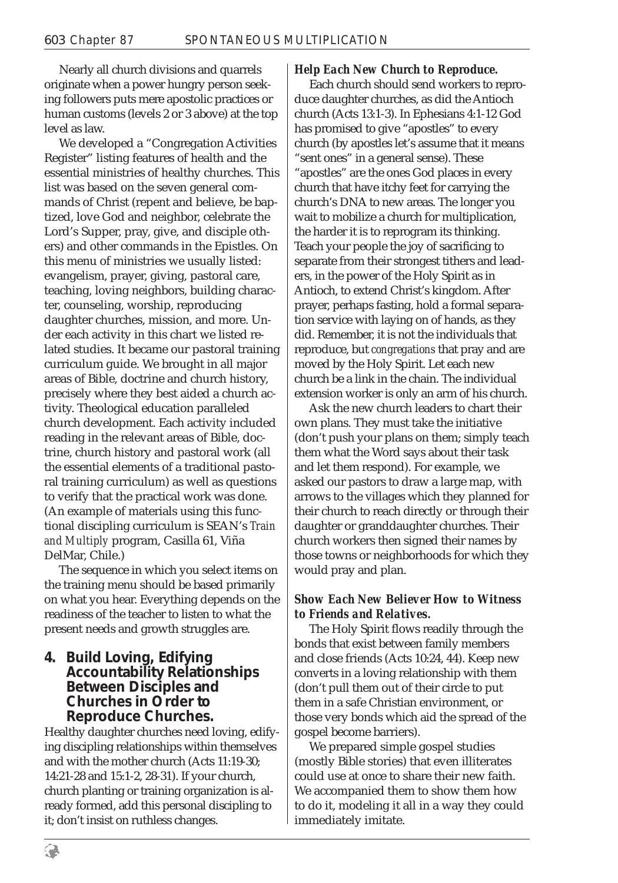Nearly all church divisions and quarrels originate when a power hungry person seeking followers puts mere apostolic practices or human customs (levels 2 or 3 above) at the top level as law.

We developed a "Congregation Activities Register" listing features of health and the essential ministries of healthy churches. This list was based on the seven general commands of Christ (repent and believe, be baptized, love God and neighbor, celebrate the Lord's Supper, pray, give, and disciple others) and other commands in the Epistles. On this menu of ministries we usually listed: evangelism, prayer, giving, pastoral care, teaching, loving neighbors, building character, counseling, worship, reproducing daughter churches, mission, and more. Under each activity in this chart we listed related studies. It became our pastoral training curriculum guide. We brought in all major areas of Bible, doctrine and church history, precisely where they best aided a church activity. Theological education paralleled church development. Each activity included reading in the relevant areas of Bible, doctrine, church history and pastoral work (all the essential elements of a traditional pastoral training curriculum) as well as questions to verify that the practical work was done. (An example of materials using this functional discipling curriculum is SEAN's *Train and Multiply* program, Casilla 61, Viña DelMar, Chile.)

The sequence in which you select items on the training menu should be based primarily on what you hear. Everything depends on the readiness of the teacher to listen to what the present needs and growth struggles are.

## 4. Build Loving, Edifying Accountability Relationships Between Disciples and Churches in Order to Reproduce Churches.

Healthy daughter churches need loving, edifying discipling relationships within themselves and with the mother church (Acts 11:19-30; 14:21-28 and 15:1-2, 28-31). If your church, church planting or training organization is already formed, add this personal discipling to it; don't insist on ruthless changes.

### *Help Each New Church to Reproduce.*

Each church should send workers to reproduce daughter churches, as did the Antioch church (Acts 13:1-3). In Ephesians 4:1-12 God has promised to give "apostles" to every church (by apostles let's assume that it means "sent ones" in a general sense). These "apostles" are the ones God places in every church that have itchy feet for carrying the church's DNA to new areas. The longer you wait to mobilize a church for multiplication, the harder it is to reprogram its thinking. Teach your people the joy of sacrificing to separate from their strongest tithers and leaders, in the power of the Holy Spirit as in Antioch, to extend Christ's kingdom. After prayer, perhaps fasting, hold a formal separation service with laying on of hands, as they did. Remember, it is not the individuals that reproduce, but *congregations* that pray and are moved by the Holy Spirit. Let each new church be a link in the chain. The individual extension worker is only an arm of his church.

Ask the new church leaders to chart their own plans. They must take the initiative (don't push your plans on them; simply teach them what the Word says about their task and let them respond). For example, we asked our pastors to draw a large map, with arrows to the villages which they planned for their church to reach directly or through their daughter or granddaughter churches. Their church workers then signed their names by those towns or neighborhoods for which they would pray and plan.

### *Show Each New Believer How to Witness to Friends and Relatives.*

The Holy Spirit flows readily through the bonds that exist between family members and close friends (Acts 10:24, 44). Keep new converts in a loving relationship with them (don't pull them out of their circle to put them in a safe Christian environment, or those very bonds which aid the spread of the gospel become barriers).

We prepared simple gospel studies (mostly Bible stories) that even illiterates could use at once to share their new faith. We accompanied them to show them how to do it, modeling it all in a way they could immediately imitate.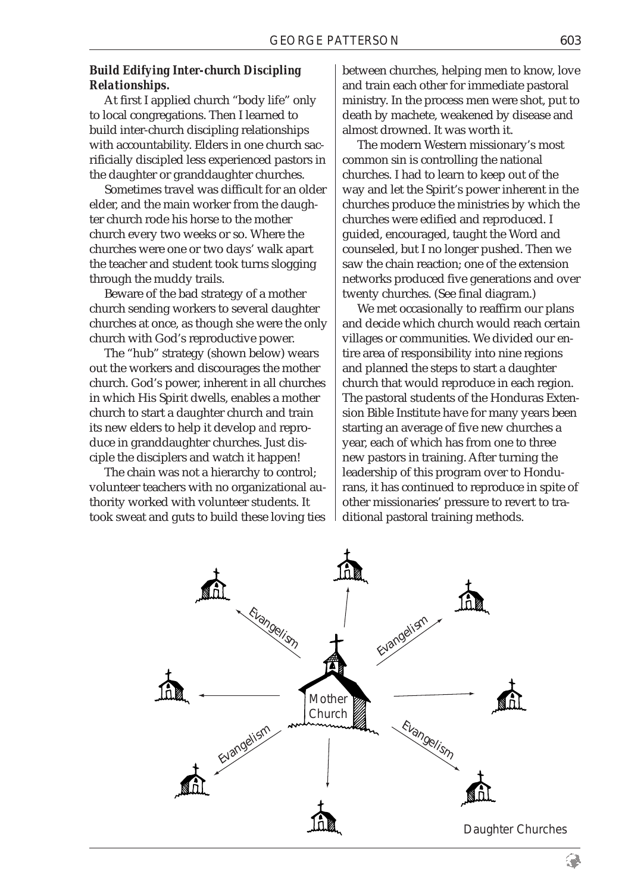### *Build Edifying Inter-church Discipling Relationships.*

At first I applied church "body life" only to local congregations. Then I learned to build inter-church discipling relationships with accountability. Elders in one church sacrificially discipled less experienced pastors in the daughter or granddaughter churches.

Sometimes travel was difficult for an older elder, and the main worker from the daughter church rode his horse to the mother church every two weeks or so. Where the churches were one or two days' walk apart the teacher and student took turns slogging through the muddy trails.

Beware of the bad strategy of a mother church sending workers to several daughter churches at once, as though she were the only church with God's reproductive power.

The "hub" strategy (shown below) wears out the workers and discourages the mother church. God's power, inherent in all churches in which His Spirit dwells, enables a mother church to start a daughter church and train its new elders to help it develop *and* reproduce in granddaughter churches. Just disciple the disciplers and watch it happen!

The chain was not a hierarchy to control; volunteer teachers with no organizational authority worked with volunteer students. It took sweat and guts to build these loving ties between churches, helping men to know, love and train each other for immediate pastoral ministry. In the process men were shot, put to death by machete, weakened by disease and almost drowned. It was worth it.

The modern Western missionary's most common sin is controlling the national churches. I had to learn to keep out of the way and let the Spirit's power inherent in the churches produce the ministries by which the churches were edified and reproduced. I guided, encouraged, taught the Word and counseled, but I no longer pushed. Then we saw the chain reaction; one of the extension networks produced five generations and over twenty churches. (See final diagram.)

We met occasionally to reaffirm our plans and decide which church would reach certain villages or communities. We divided our entire area of responsibility into nine regions and planned the steps to start a daughter church that would reproduce in each region. The pastoral students of the Honduras Extension Bible Institute have for many years been starting an average of five new churches a year, each of which has from one to three new pastors in training. After turning the leadership of this program over to Hondurans, it has continued to reproduce in spite of other missionaries' pressure to revert to traditional pastoral training methods.

Mother Church

Evangelism

Daughter Churches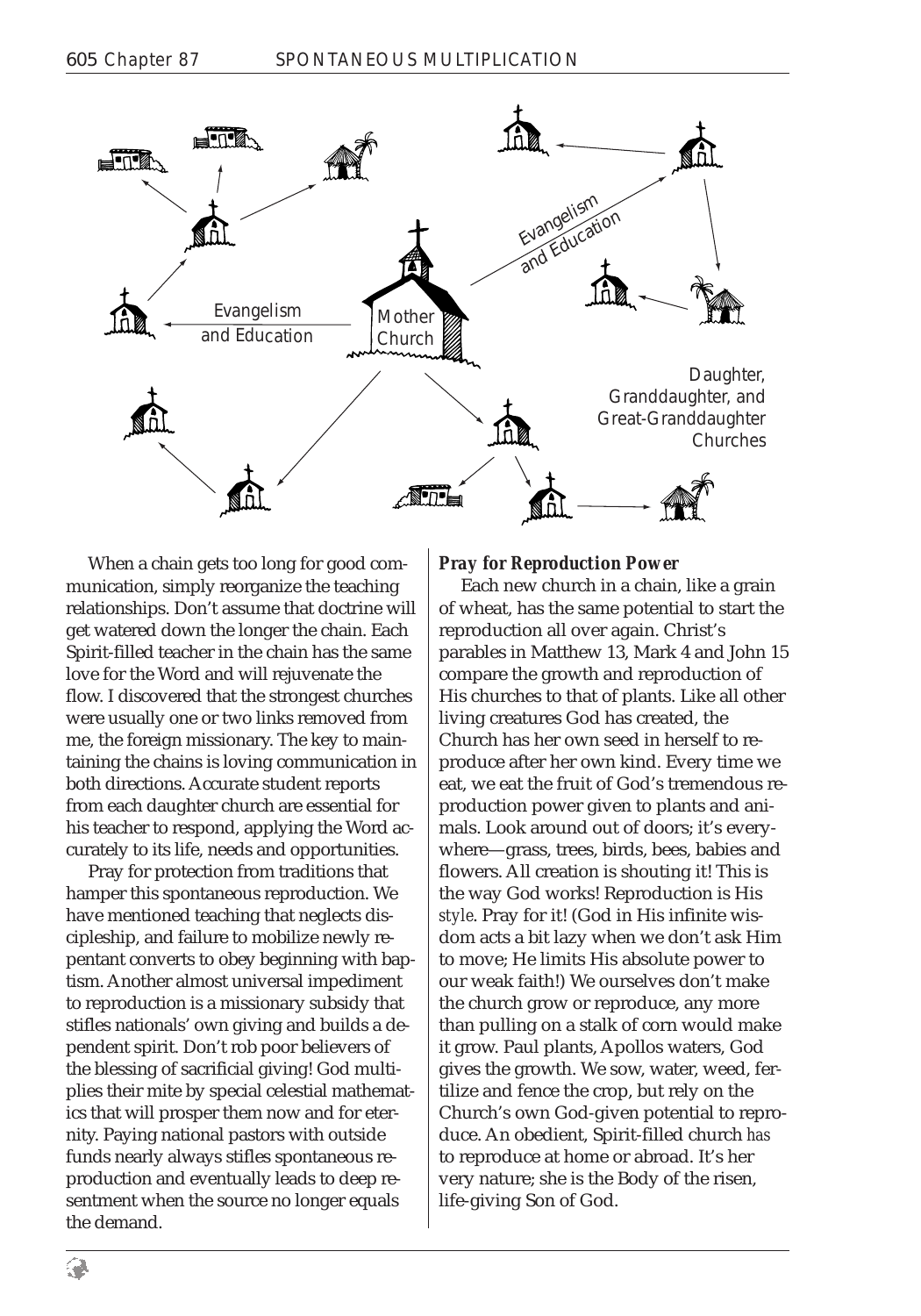Evangelism and Education

Evangelism and Education

Mother Church

Daughter, Granddaughter, and Great-Granddaughter Churches

When a chain gets too long for good communication, simply reorganize the teaching relationships. Don't assume that doctrine will get watered down the longer the chain. Each Spirit-filled teacher in the chain has the same love for the Word and will rejuvenate the flow. I discovered that the strongest churches were usually one or two links removed from me, the foreign missionary. The key to maintaining the chains is loving communication in both directions. Accurate student reports from each daughter church are essential for his teacher to respond, applying the Word accurately to its life, needs and opportunities.

Pray for protection from traditions that hamper this spontaneous reproduction. We have mentioned teaching that neglects discipleship, and failure to mobilize newly repentant converts to obey beginning with baptism. Another almost universal impediment to reproduction is a missionary subsidy that stifles nationals' own giving and builds a dependent spirit. Don't rob poor believers of the blessing of sacrificial giving! God multiplies their mite by special celestial mathematics that will prosper them now and for eternity. Paying national pastors with outside funds nearly always stifles spontaneous reproduction and eventually leads to deep resentment when the source no longer equals the demand.

### *Pray for Reproduction Power*

Each new church in a chain, like a grain of wheat, has the same potential to start the reproduction all over again. Christ's parables in Matthew 13, Mark 4 and John 15 compare the growth and reproduction of His churches to that of plants. Like all other living creatures God has created, the Church has her own seed in herself to reproduce after her own kind. Every time we eat, we eat the fruit of God's tremendous reproduction power given to plants and animals. Look around out of doors; it's everywhere—grass, trees, birds, bees, babies and flowers. All creation is shouting it! This is the way God works! Reproduction is His *style*. Pray for it! (God in His infinite wisdom acts a bit lazy when we don't ask Him to move; He limits His absolute power to our weak faith!) We ourselves don't make the church grow or reproduce, any more than pulling on a stalk of corn would make it grow. Paul plants, Apollos waters, God gives the growth. We sow, water, weed, fertilize and fence the crop, but rely on the Church's own God-given potential to reproduce. An obedient, Spirit-filled church *has* to reproduce at home or abroad. It's her very nature; she is the Body of the risen, life-giving Son of God.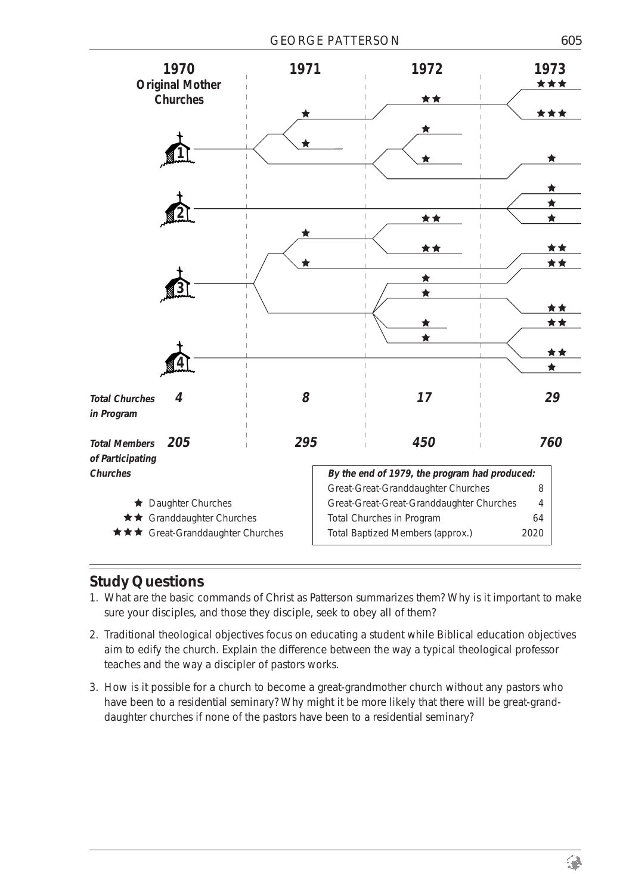1970
Original Mother Churches

1971

1972

1973

1

2

3

4

Total Churches in Program 4 8 17 29

Total Members of Participating Churches 205 295 450 760

★ Daughter Churches
★★ Granddaughter Churches
★★★ Great-Granddaughter Churches

| | |
|---|---|
| ***By the end of 1979, the program had produced:*** | |
| Great-Great-Granddaughter Churches | 8 |
| Great-Great-Great-Granddaughter Churches | 4 |
| Total Churches in Program | 64 |
| Total Baptized Members (approx.) | 2020 |

## Study Questions

1. What are the basic commands of Christ as Patterson summarizes them? Why is it important to make sure your disciples, and those they disciple, seek to obey all of them?
2. Traditional theological objectives focus on educating a student while Biblical education objectives aim to edify the church. Explain the difference between the way a typical theological professor teaches and the way a discipler of pastors works.
3. How is it possible for a church to become a great-grandmother church without any pastors who have been to a residential seminary? Why might it be more likely that there will be great-granddaughter churches if none of the pastors have been to a residential seminary?